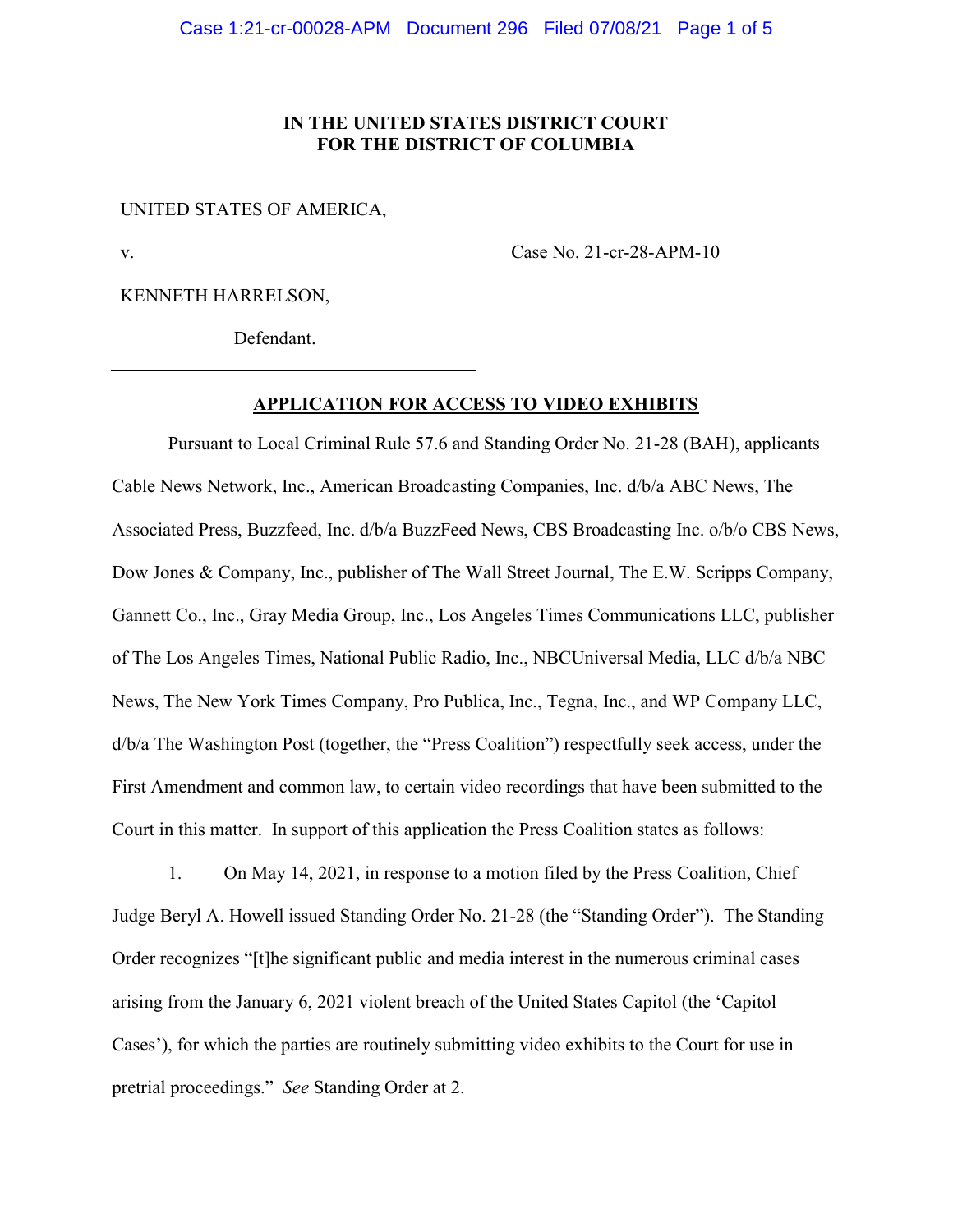**IN THE UNITED STATES DISTRICT COURT**
**FOR THE DISTRICT OF COLUMBIA**

| | |
|---|---|
| UNITED STATES OF AMERICA,<br><br>v.<br><br>KENNETH HARRELSON,<br><br>Defendant. | Case No. 21-cr-28-APM-10 |

**APPLICATION FOR ACCESS TO VIDEO EXHIBITS**

Pursuant to Local Criminal Rule 57.6 and Standing Order No. 21-28 (BAH), applicants Cable News Network, Inc., American Broadcasting Companies, Inc. d/b/a ABC News, The Associated Press, Buzzfeed, Inc. d/b/a BuzzFeed News, CBS Broadcasting Inc. o/b/o CBS News, Dow Jones & Company, Inc., publisher of The Wall Street Journal, The E.W. Scripps Company, Gannett Co., Inc., Gray Media Group, Inc., Los Angeles Times Communications LLC, publisher of The Los Angeles Times, National Public Radio, Inc., NBCUniversal Media, LLC d/b/a NBC News, The New York Times Company, Pro Publica, Inc., Tegna, Inc., and WP Company LLC, d/b/a The Washington Post (together, the "Press Coalition") respectfully seek access, under the First Amendment and common law, to certain video recordings that have been submitted to the Court in this matter. In support of this application the Press Coalition states as follows:

1. On May 14, 2021, in response to a motion filed by the Press Coalition, Chief Judge Beryl A. Howell issued Standing Order No. 21-28 (the "Standing Order"). The Standing Order recognizes "[t]he significant public and media interest in the numerous criminal cases arising from the January 6, 2021 violent breach of the United States Capitol (the 'Capitol Cases'), for which the parties are routinely submitting video exhibits to the Court for use in pretrial proceedings." *See* Standing Order at 2.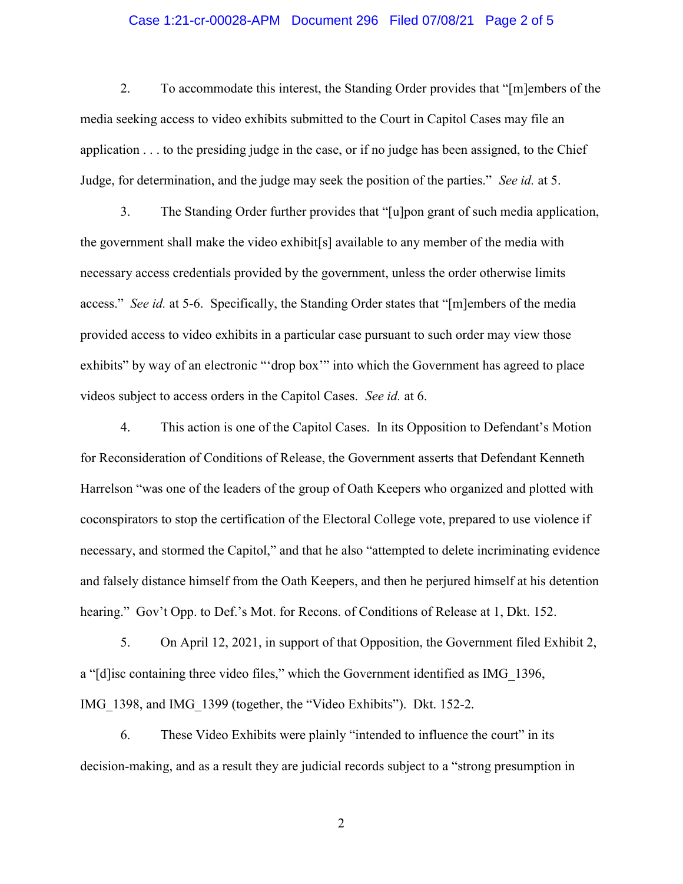2. To accommodate this interest, the Standing Order provides that "[m]embers of the media seeking access to video exhibits submitted to the Court in Capitol Cases may file an application . . . to the presiding judge in the case, or if no judge has been assigned, to the Chief Judge, for determination, and the judge may seek the position of the parties." *See id.* at 5.

3. The Standing Order further provides that "[u]pon grant of such media application, the government shall make the video exhibit[s] available to any member of the media with necessary access credentials provided by the government, unless the order otherwise limits access." *See id.* at 5-6. Specifically, the Standing Order states that "[m]embers of the media provided access to video exhibits in a particular case pursuant to such order may view those exhibits" by way of an electronic "'drop box'" into which the Government has agreed to place videos subject to access orders in the Capitol Cases. *See id.* at 6.

4. This action is one of the Capitol Cases. In its Opposition to Defendant's Motion for Reconsideration of Conditions of Release, the Government asserts that Defendant Kenneth Harrelson "was one of the leaders of the group of Oath Keepers who organized and plotted with coconspirators to stop the certification of the Electoral College vote, prepared to use violence if necessary, and stormed the Capitol," and that he also "attempted to delete incriminating evidence and falsely distance himself from the Oath Keepers, and then he perjured himself at his detention hearing." Gov't Opp. to Def.'s Mot. for Recons. of Conditions of Release at 1, Dkt. 152.

5. On April 12, 2021, in support of that Opposition, the Government filed Exhibit 2, a "[d]isc containing three video files," which the Government identified as IMG_1396, IMG_1398, and IMG_1399 (together, the "Video Exhibits"). Dkt. 152-2.

6. These Video Exhibits were plainly "intended to influence the court" in its decision-making, and as a result they are judicial records subject to a "strong presumption in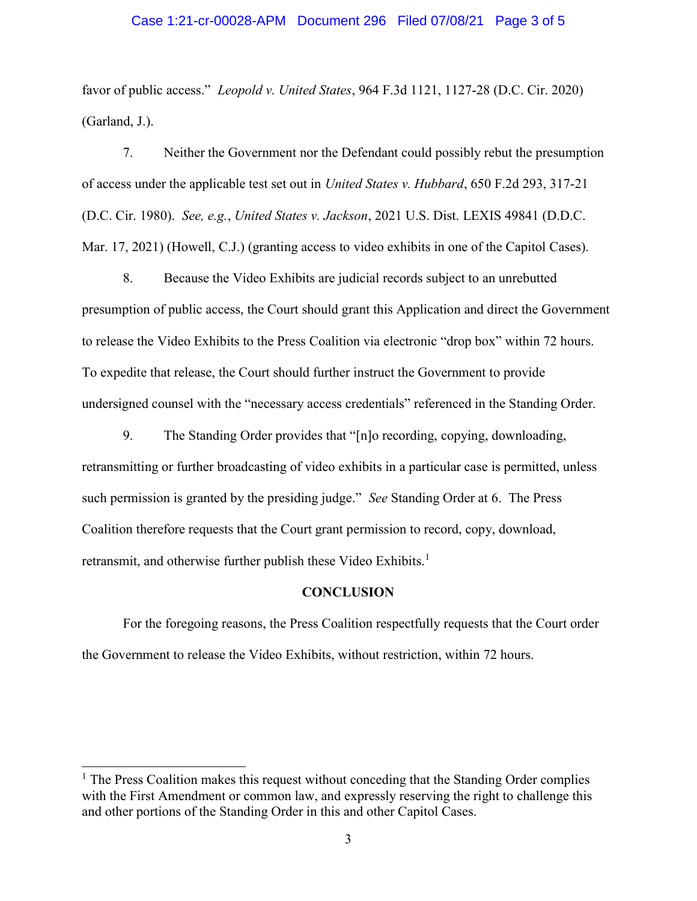favor of public access." *Leopold v. United States*, 964 F.3d 1121, 1127-28 (D.C. Cir. 2020) (Garland, J.).

7. Neither the Government nor the Defendant could possibly rebut the presumption of access under the applicable test set out in *United States v. Hubbard*, 650 F.2d 293, 317-21 (D.C. Cir. 1980). *See, e.g.*, *United States v. Jackson*, 2021 U.S. Dist. LEXIS 49841 (D.D.C. Mar. 17, 2021) (Howell, C.J.) (granting access to video exhibits in one of the Capitol Cases).

8. Because the Video Exhibits are judicial records subject to an unrebutted presumption of public access, the Court should grant this Application and direct the Government to release the Video Exhibits to the Press Coalition via electronic "drop box" within 72 hours. To expedite that release, the Court should further instruct the Government to provide undersigned counsel with the "necessary access credentials" referenced in the Standing Order.

9. The Standing Order provides that "[n]o recording, copying, downloading, retransmitting or further broadcasting of video exhibits in a particular case is permitted, unless such permission is granted by the presiding judge." *See* Standing Order at 6. The Press Coalition therefore requests that the Court grant permission to record, copy, download, retransmit, and otherwise further publish these Video Exhibits.[1]

## CONCLUSION

For the foregoing reasons, the Press Coalition respectfully requests that the Court order the Government to release the Video Exhibits, without restriction, within 72 hours.

---

[1] The Press Coalition makes this request without conceding that the Standing Order complies with the First Amendment or common law, and expressly reserving the right to challenge this and other portions of the Standing Order in this and other Capitol Cases.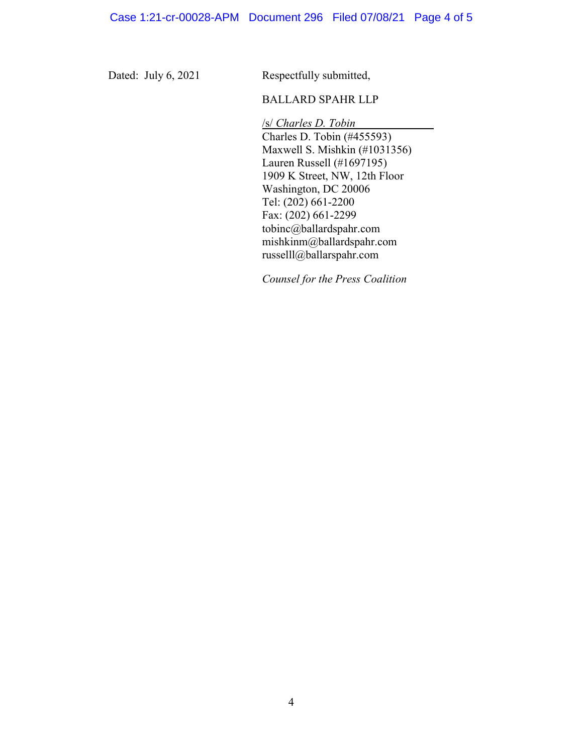Dated: July 6, 2021

Respectfully submitted,

BALLARD SPAHR LLP

/s/ *Charles D. Tobin*

Charles D. Tobin (#455593)
Maxwell S. Mishkin (#1031356)
Lauren Russell (#1697195)
1909 K Street, NW, 12th Floor
Washington, DC 20006
Tel: (202) 661-2200
Fax: (202) 661-2299
tobinc@ballardspahr.com
mishkinm@ballardspahr.com
russelll@ballarspahr.com

*Counsel for the Press Coalition*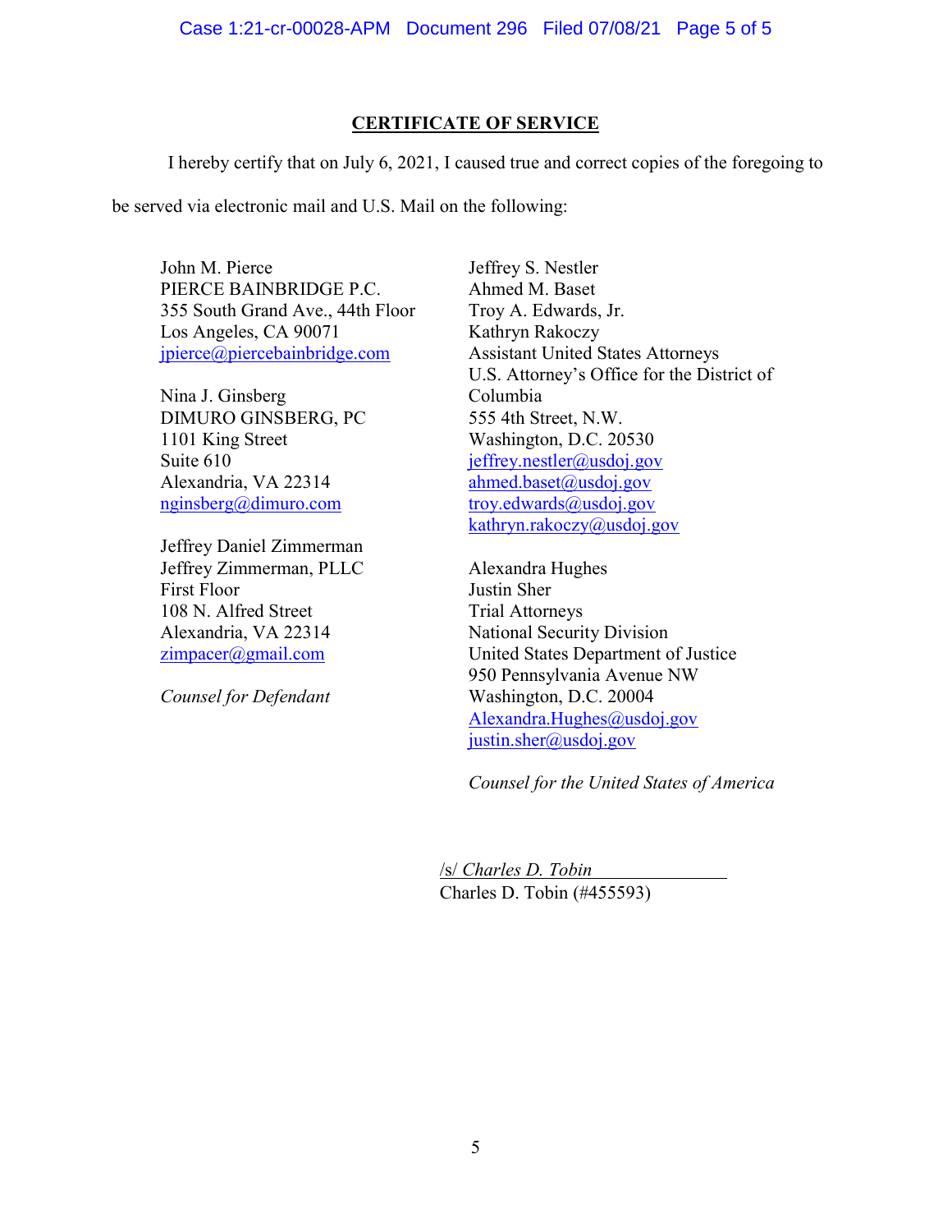**CERTIFICATE OF SERVICE**

I hereby certify that on July 6, 2021, I caused true and correct copies of the foregoing to be served via electronic mail and U.S. Mail on the following:

John M. Pierce
PIERCE BAINBRIDGE P.C.
355 South Grand Ave., 44th Floor
Los Angeles, CA 90071
jpierce@piercebainbridge.com

Nina J. Ginsberg
DIMURO GINSBERG, PC
1101 King Street
Suite 610
Alexandria, VA 22314
nginsberg@dimuro.com

Jeffrey Daniel Zimmerman
Jeffrey Zimmerman, PLLC
First Floor
108 N. Alfred Street
Alexandria, VA 22314
zimpacer@gmail.com

*Counsel for Defendant*

Jeffrey S. Nestler
Ahmed M. Baset
Troy A. Edwards, Jr.
Kathryn Rakoczy
Assistant United States Attorneys
U.S. Attorney's Office for the District of Columbia
555 4th Street, N.W.
Washington, D.C. 20530
jeffrey.nestler@usdoj.gov
ahmed.baset@usdoj.gov
troy.edwards@usdoj.gov
kathryn.rakoczy@usdoj.gov

Alexandra Hughes
Justin Sher
Trial Attorneys
National Security Division
United States Department of Justice
950 Pennsylvania Avenue NW
Washington, D.C. 20004
Alexandra.Hughes@usdoj.gov
justin.sher@usdoj.gov

*Counsel for the United States of America*

/s/ *Charles D. Tobin*
Charles D. Tobin (#455593)